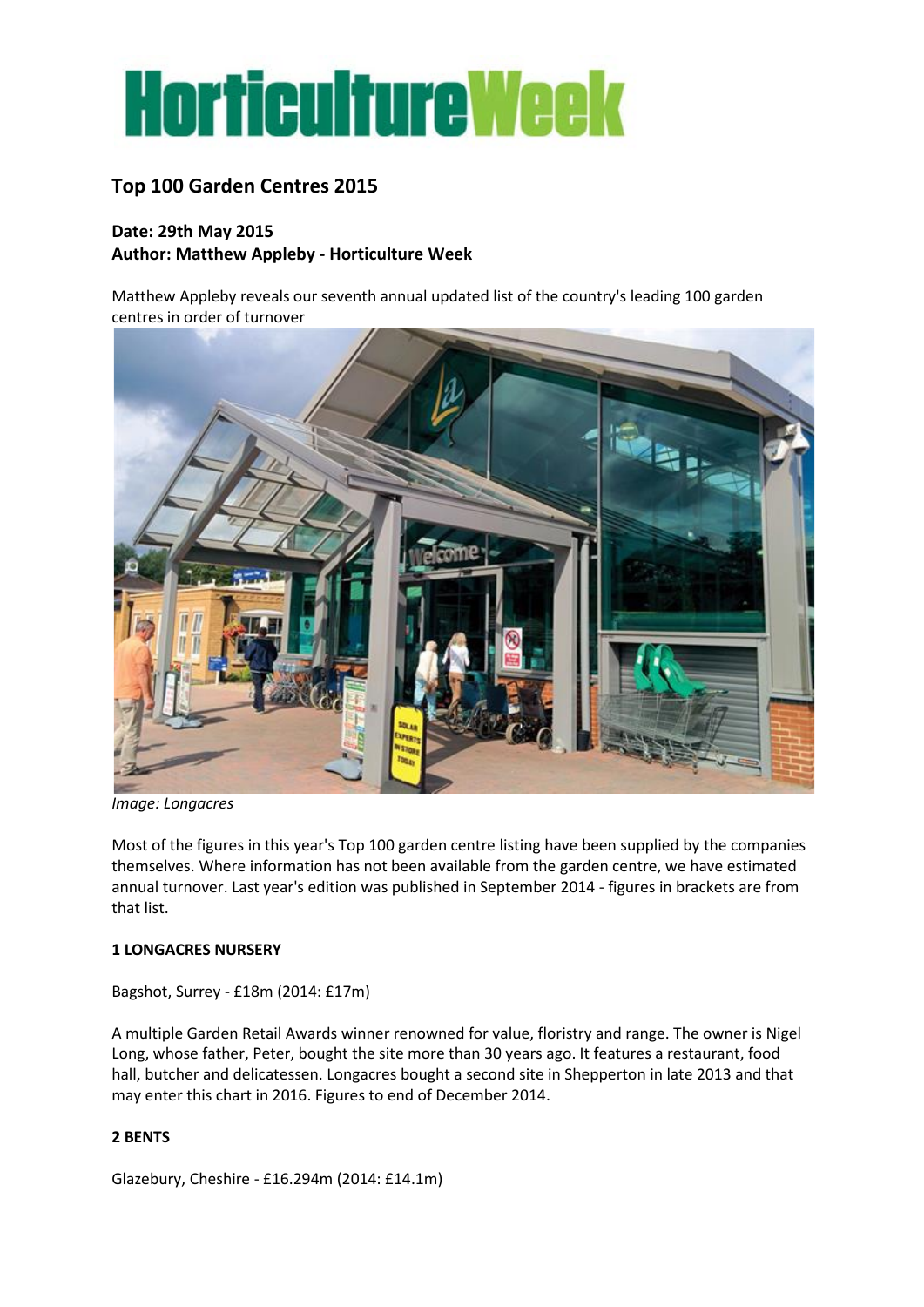# HorticultureWeek

## Top 100 Garden Centres 2015

**Date: 29th May 2015**
**Author: Matthew Appleby - Horticulture Week**

Matthew Appleby reveals our seventh annual updated list of the country's leading 100 garden centres in order of turnover

*Image: Longacres*

Most of the figures in this year's Top 100 garden centre listing have been supplied by the companies themselves. Where information has not been available from the garden centre, we have estimated annual turnover. Last year's edition was published in September 2014 - figures in brackets are from that list.

**1 LONGACRES NURSERY**

Bagshot, Surrey - £18m (2014: £17m)

A multiple Garden Retail Awards winner renowned for value, floristry and range. The owner is Nigel Long, whose father, Peter, bought the site more than 30 years ago. It features a restaurant, food hall, butcher and delicatessen. Longacres bought a second site in Shepperton in late 2013 and that may enter this chart in 2016. Figures to end of December 2014.

**2 BENTS**

Glazebury, Cheshire - £16.294m (2014: £14.1m)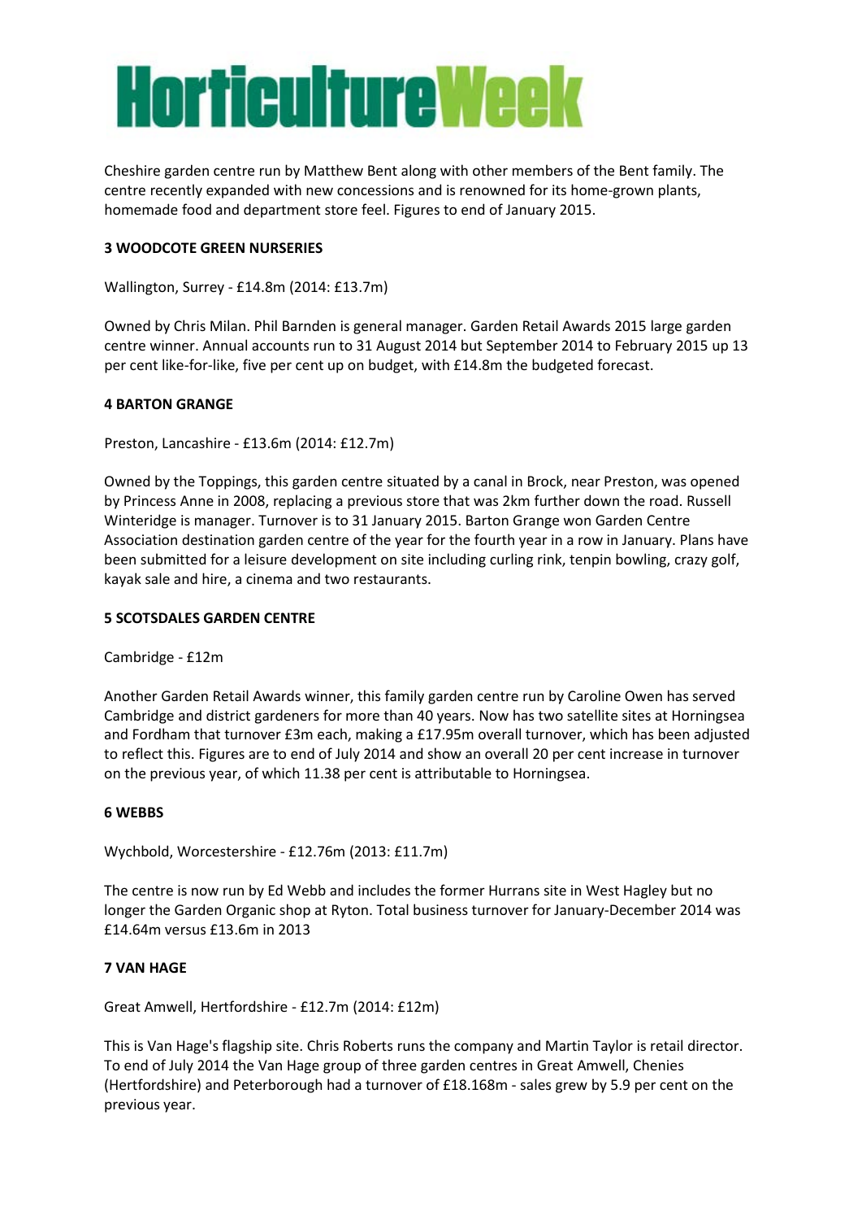Cheshire garden centre run by Matthew Bent along with other members of the Bent family. The centre recently expanded with new concessions and is renowned for its home-grown plants, homemade food and department store feel. Figures to end of January 2015.

**3 WOODCOTE GREEN NURSERIES**

Wallington, Surrey - £14.8m (2014: £13.7m)

Owned by Chris Milan. Phil Barnden is general manager. Garden Retail Awards 2015 large garden centre winner. Annual accounts run to 31 August 2014 but September 2014 to February 2015 up 13 per cent like-for-like, five per cent up on budget, with £14.8m the budgeted forecast.

**4 BARTON GRANGE**

Preston, Lancashire - £13.6m (2014: £12.7m)

Owned by the Toppings, this garden centre situated by a canal in Brock, near Preston, was opened by Princess Anne in 2008, replacing a previous store that was 2km further down the road. Russell Winteridge is manager. Turnover is to 31 January 2015. Barton Grange won Garden Centre Association destination garden centre of the year for the fourth year in a row in January. Plans have been submitted for a leisure development on site including curling rink, tenpin bowling, crazy golf, kayak sale and hire, a cinema and two restaurants.

**5 SCOTSDALES GARDEN CENTRE**

Cambridge - £12m

Another Garden Retail Awards winner, this family garden centre run by Caroline Owen has served Cambridge and district gardeners for more than 40 years. Now has two satellite sites at Horningsea and Fordham that turnover £3m each, making a £17.95m overall turnover, which has been adjusted to reflect this. Figures are to end of July 2014 and show an overall 20 per cent increase in turnover on the previous year, of which 11.38 per cent is attributable to Horningsea.

**6 WEBBS**

Wychbold, Worcestershire - £12.76m (2013: £11.7m)

The centre is now run by Ed Webb and includes the former Hurrans site in West Hagley but no longer the Garden Organic shop at Ryton. Total business turnover for January-December 2014 was £14.64m versus £13.6m in 2013

**7 VAN HAGE**

Great Amwell, Hertfordshire - £12.7m (2014: £12m)

This is Van Hage's flagship site. Chris Roberts runs the company and Martin Taylor is retail director. To end of July 2014 the Van Hage group of three garden centres in Great Amwell, Chenies (Hertfordshire) and Peterborough had a turnover of £18.168m - sales grew by 5.9 per cent on the previous year.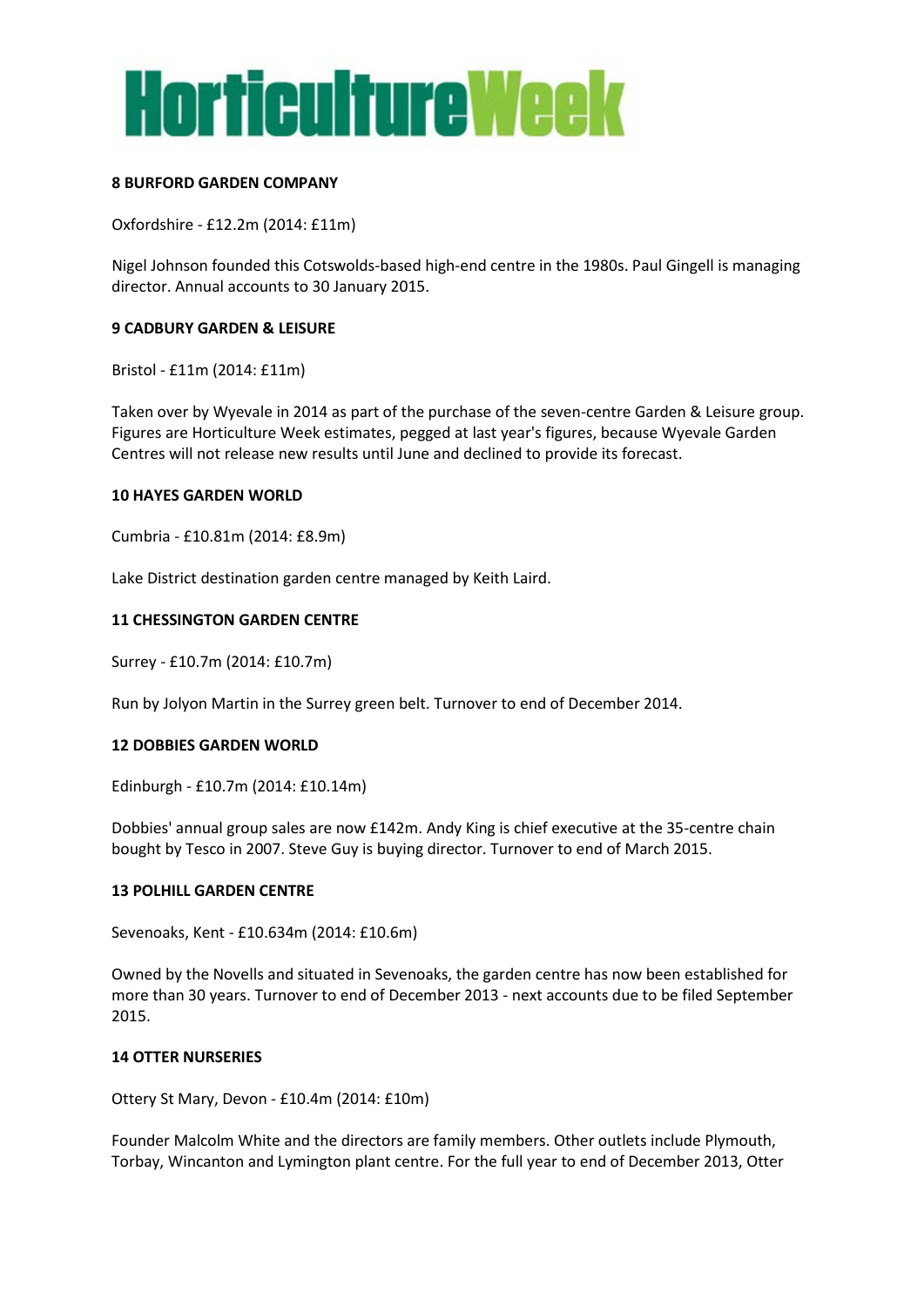**8 BURFORD GARDEN COMPANY**

Oxfordshire - £12.2m (2014: £11m)

Nigel Johnson founded this Cotswolds-based high-end centre in the 1980s. Paul Gingell is managing director. Annual accounts to 30 January 2015.

**9 CADBURY GARDEN & LEISURE**

Bristol - £11m (2014: £11m)

Taken over by Wyevale in 2014 as part of the purchase of the seven-centre Garden & Leisure group. Figures are Horticulture Week estimates, pegged at last year's figures, because Wyevale Garden Centres will not release new results until June and declined to provide its forecast.

**10 HAYES GARDEN WORLD**

Cumbria - £10.81m (2014: £8.9m)

Lake District destination garden centre managed by Keith Laird.

**11 CHESSINGTON GARDEN CENTRE**

Surrey - £10.7m (2014: £10.7m)

Run by Jolyon Martin in the Surrey green belt. Turnover to end of December 2014.

**12 DOBBIES GARDEN WORLD**

Edinburgh - £10.7m (2014: £10.14m)

Dobbies' annual group sales are now £142m. Andy King is chief executive at the 35-centre chain bought by Tesco in 2007. Steve Guy is buying director. Turnover to end of March 2015.

**13 POLHILL GARDEN CENTRE**

Sevenoaks, Kent - £10.634m (2014: £10.6m)

Owned by the Novells and situated in Sevenoaks, the garden centre has now been established for more than 30 years. Turnover to end of December 2013 - next accounts due to be filed September 2015.

**14 OTTER NURSERIES**

Ottery St Mary, Devon - £10.4m (2014: £10m)

Founder Malcolm White and the directors are family members. Other outlets include Plymouth, Torbay, Wincanton and Lymington plant centre. For the full year to end of December 2013, Otter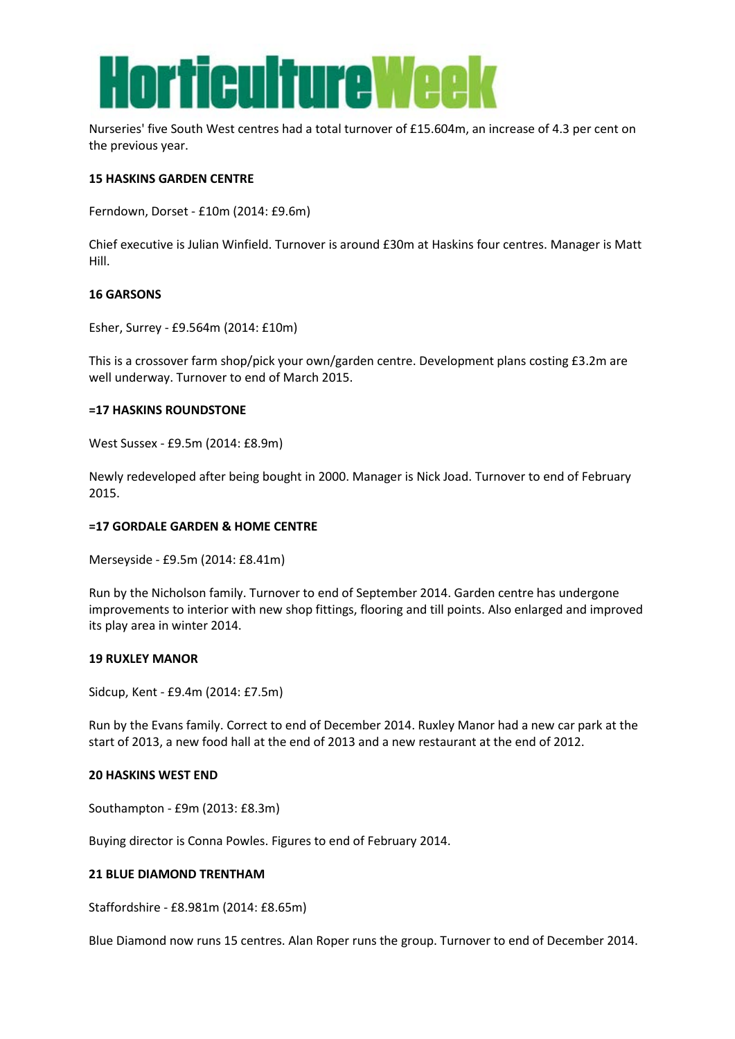Nurseries' five South West centres had a total turnover of £15.604m, an increase of 4.3 per cent on the previous year.

**15 HASKINS GARDEN CENTRE**

Ferndown, Dorset - £10m (2014: £9.6m)

Chief executive is Julian Winfield. Turnover is around £30m at Haskins four centres. Manager is Matt Hill.

**16 GARSONS**

Esher, Surrey - £9.564m (2014: £10m)

This is a crossover farm shop/pick your own/garden centre. Development plans costing £3.2m are well underway. Turnover to end of March 2015.

**=17 HASKINS ROUNDSTONE**

West Sussex - £9.5m (2014: £8.9m)

Newly redeveloped after being bought in 2000. Manager is Nick Joad. Turnover to end of February 2015.

**=17 GORDALE GARDEN & HOME CENTRE**

Merseyside - £9.5m (2014: £8.41m)

Run by the Nicholson family. Turnover to end of September 2014. Garden centre has undergone improvements to interior with new shop fittings, flooring and till points. Also enlarged and improved its play area in winter 2014.

**19 RUXLEY MANOR**

Sidcup, Kent - £9.4m (2014: £7.5m)

Run by the Evans family. Correct to end of December 2014. Ruxley Manor had a new car park at the start of 2013, a new food hall at the end of 2013 and a new restaurant at the end of 2012.

**20 HASKINS WEST END**

Southampton - £9m (2013: £8.3m)

Buying director is Conna Powles. Figures to end of February 2014.

**21 BLUE DIAMOND TRENTHAM**

Staffordshire - £8.981m (2014: £8.65m)

Blue Diamond now runs 15 centres. Alan Roper runs the group. Turnover to end of December 2014.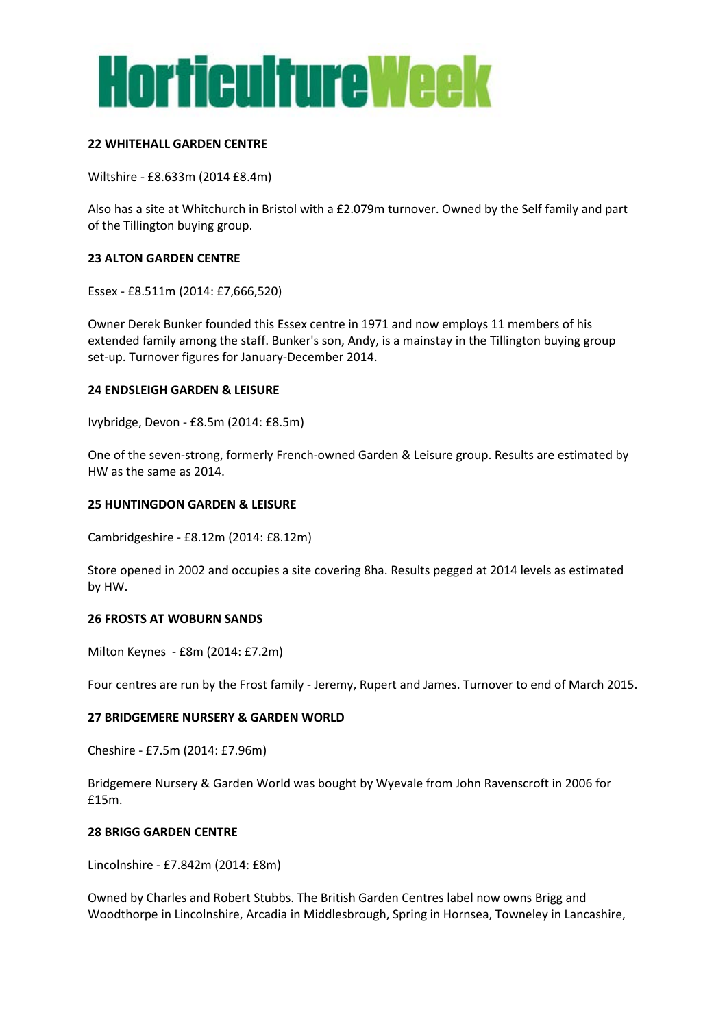### 22 WHITEHALL GARDEN CENTRE

Wiltshire - £8.633m (2014 £8.4m)

Also has a site at Whitchurch in Bristol with a £2.079m turnover. Owned by the Self family and part of the Tillington buying group.

### 23 ALTON GARDEN CENTRE

Essex - £8.511m (2014: £7,666,520)

Owner Derek Bunker founded this Essex centre in 1971 and now employs 11 members of his extended family among the staff. Bunker's son, Andy, is a mainstay in the Tillington buying group set-up. Turnover figures for January-December 2014.

### 24 ENDSLEIGH GARDEN & LEISURE

Ivybridge, Devon - £8.5m (2014: £8.5m)

One of the seven-strong, formerly French-owned Garden & Leisure group. Results are estimated by HW as the same as 2014.

### 25 HUNTINGDON GARDEN & LEISURE

Cambridgeshire - £8.12m (2014: £8.12m)

Store opened in 2002 and occupies a site covering 8ha. Results pegged at 2014 levels as estimated by HW.

### 26 FROSTS AT WOBURN SANDS

Milton Keynes - £8m (2014: £7.2m)

Four centres are run by the Frost family - Jeremy, Rupert and James. Turnover to end of March 2015.

### 27 BRIDGEMERE NURSERY & GARDEN WORLD

Cheshire - £7.5m (2014: £7.96m)

Bridgemere Nursery & Garden World was bought by Wyevale from John Ravenscroft in 2006 for £15m.

### 28 BRIGG GARDEN CENTRE

Lincolnshire - £7.842m (2014: £8m)

Owned by Charles and Robert Stubbs. The British Garden Centres label now owns Brigg and Woodthorpe in Lincolnshire, Arcadia in Middlesbrough, Spring in Hornsea, Towneley in Lancashire,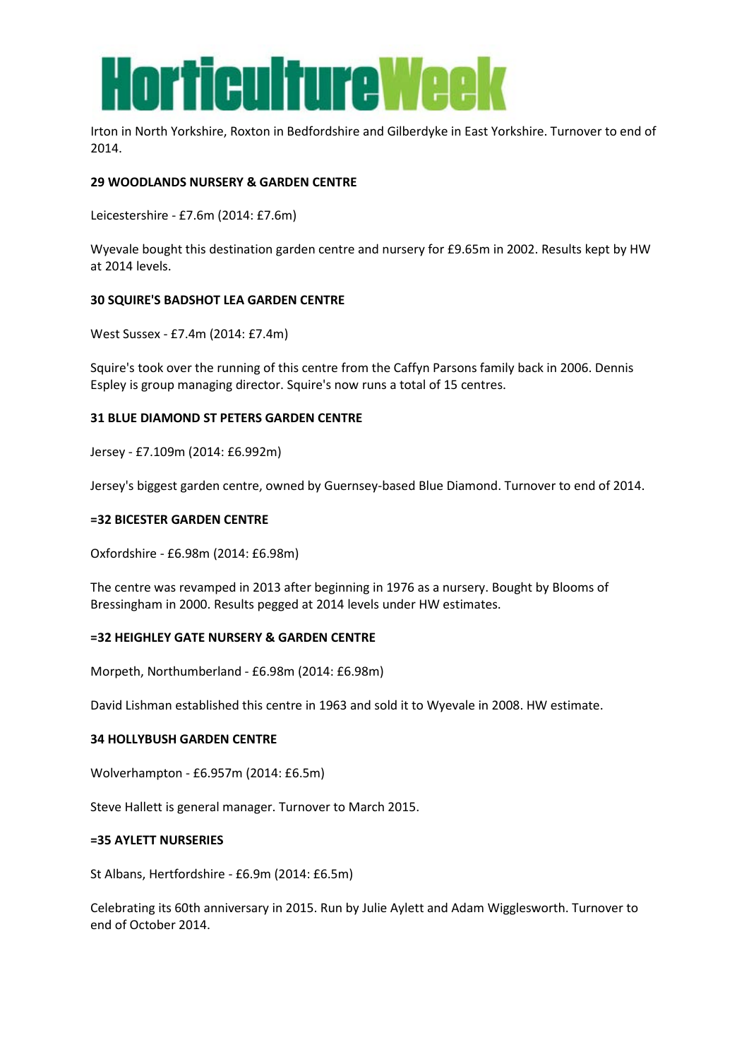Irton in North Yorkshire, Roxton in Bedfordshire and Gilberdyke in East Yorkshire. Turnover to end of 2014.

**29 WOODLANDS NURSERY & GARDEN CENTRE**

Leicestershire - £7.6m (2014: £7.6m)

Wyevale bought this destination garden centre and nursery for £9.65m in 2002. Results kept by HW at 2014 levels.

**30 SQUIRE'S BADSHOT LEA GARDEN CENTRE**

West Sussex - £7.4m (2014: £7.4m)

Squire's took over the running of this centre from the Caffyn Parsons family back in 2006. Dennis Espley is group managing director. Squire's now runs a total of 15 centres.

**31 BLUE DIAMOND ST PETERS GARDEN CENTRE**

Jersey - £7.109m (2014: £6.992m)

Jersey's biggest garden centre, owned by Guernsey-based Blue Diamond. Turnover to end of 2014.

**=32 BICESTER GARDEN CENTRE**

Oxfordshire - £6.98m (2014: £6.98m)

The centre was revamped in 2013 after beginning in 1976 as a nursery. Bought by Blooms of Bressingham in 2000. Results pegged at 2014 levels under HW estimates.

**=32 HEIGHLEY GATE NURSERY & GARDEN CENTRE**

Morpeth, Northumberland - £6.98m (2014: £6.98m)

David Lishman established this centre in 1963 and sold it to Wyevale in 2008. HW estimate.

**34 HOLLYBUSH GARDEN CENTRE**

Wolverhampton - £6.957m (2014: £6.5m)

Steve Hallett is general manager. Turnover to March 2015.

**=35 AYLETT NURSERIES**

St Albans, Hertfordshire - £6.9m (2014: £6.5m)

Celebrating its 60th anniversary in 2015. Run by Julie Aylett and Adam Wigglesworth. Turnover to end of October 2014.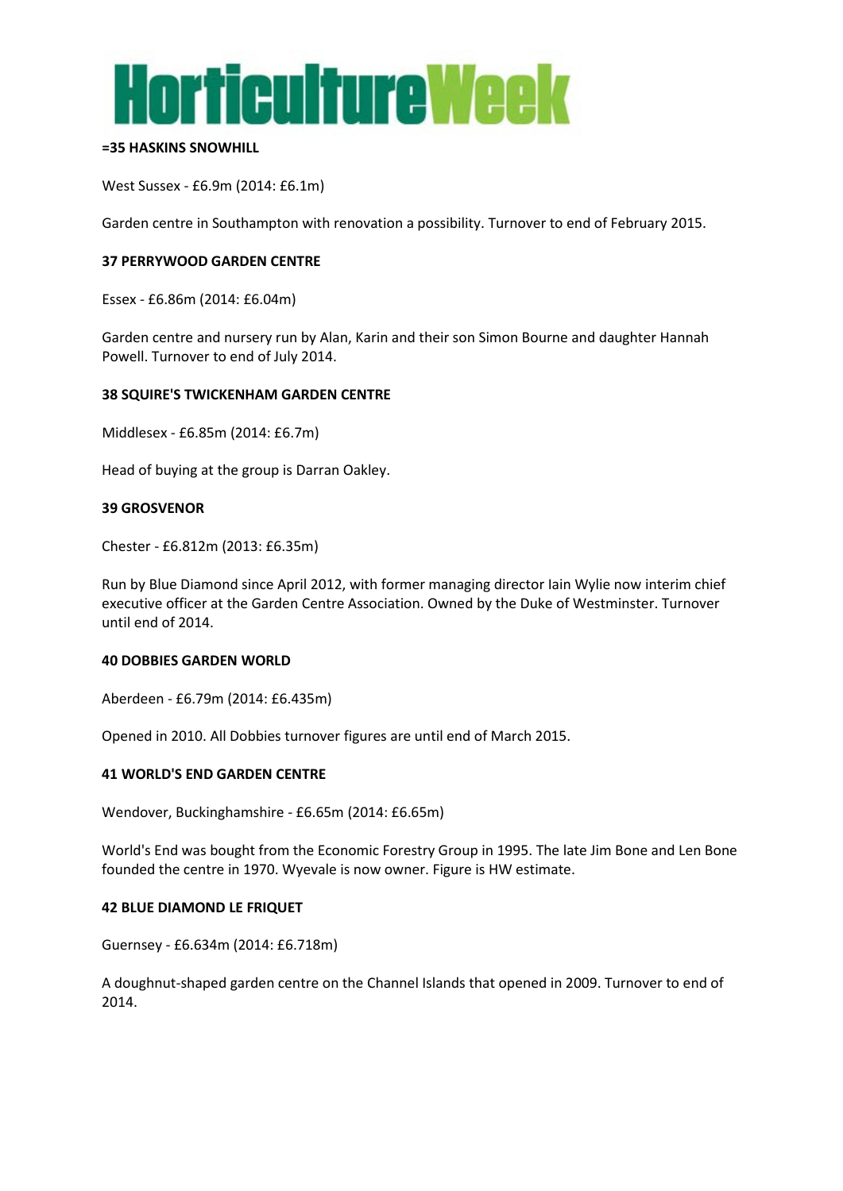**=35 HASKINS SNOWHILL**

West Sussex - £6.9m (2014: £6.1m)

Garden centre in Southampton with renovation a possibility. Turnover to end of February 2015.

**37 PERRYWOOD GARDEN CENTRE**

Essex - £6.86m (2014: £6.04m)

Garden centre and nursery run by Alan, Karin and their son Simon Bourne and daughter Hannah Powell. Turnover to end of July 2014.

**38 SQUIRE'S TWICKENHAM GARDEN CENTRE**

Middlesex - £6.85m (2014: £6.7m)

Head of buying at the group is Darran Oakley.

**39 GROSVENOR**

Chester - £6.812m (2013: £6.35m)

Run by Blue Diamond since April 2012, with former managing director Iain Wylie now interim chief executive officer at the Garden Centre Association. Owned by the Duke of Westminster. Turnover until end of 2014.

**40 DOBBIES GARDEN WORLD**

Aberdeen - £6.79m (2014: £6.435m)

Opened in 2010. All Dobbies turnover figures are until end of March 2015.

**41 WORLD'S END GARDEN CENTRE**

Wendover, Buckinghamshire - £6.65m (2014: £6.65m)

World's End was bought from the Economic Forestry Group in 1995. The late Jim Bone and Len Bone founded the centre in 1970. Wyevale is now owner. Figure is HW estimate.

**42 BLUE DIAMOND LE FRIQUET**

Guernsey - £6.634m (2014: £6.718m)

A doughnut-shaped garden centre on the Channel Islands that opened in 2009. Turnover to end of 2014.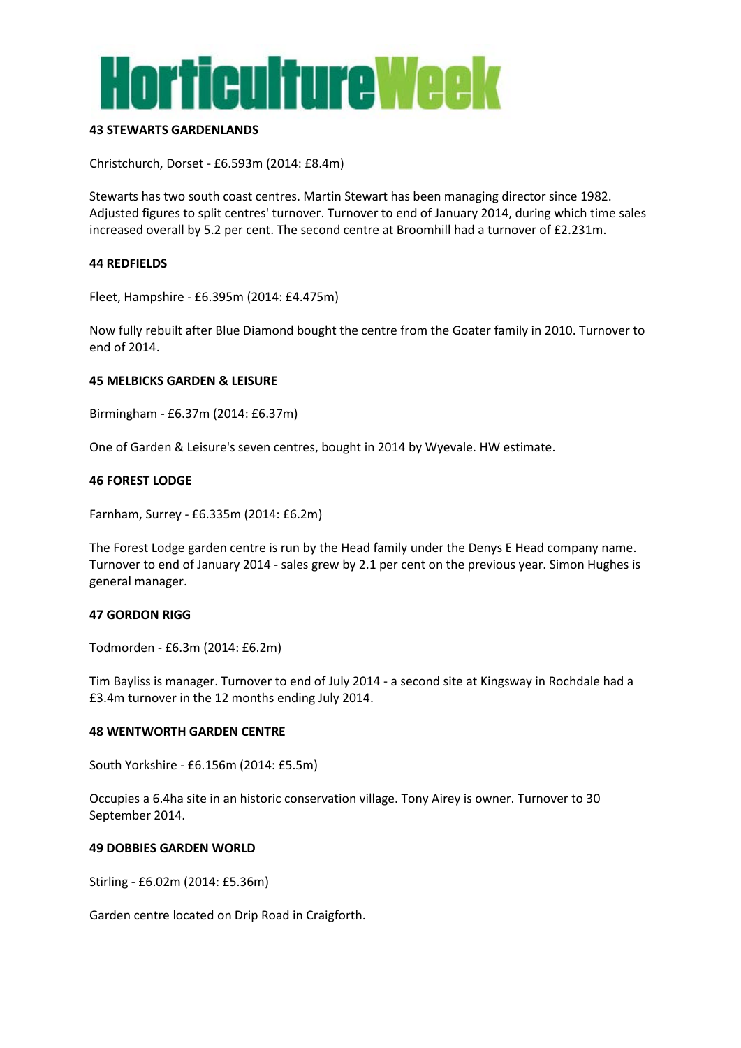### 43 STEWARTS GARDENLANDS

Christchurch, Dorset - £6.593m (2014: £8.4m)

Stewarts has two south coast centres. Martin Stewart has been managing director since 1982. Adjusted figures to split centres' turnover. Turnover to end of January 2014, during which time sales increased overall by 5.2 per cent. The second centre at Broomhill had a turnover of £2.231m.

### 44 REDFIELDS

Fleet, Hampshire - £6.395m (2014: £4.475m)

Now fully rebuilt after Blue Diamond bought the centre from the Goater family in 2010. Turnover to end of 2014.

### 45 MELBICKS GARDEN & LEISURE

Birmingham - £6.37m (2014: £6.37m)

One of Garden & Leisure's seven centres, bought in 2014 by Wyevale. HW estimate.

### 46 FOREST LODGE

Farnham, Surrey - £6.335m (2014: £6.2m)

The Forest Lodge garden centre is run by the Head family under the Denys E Head company name. Turnover to end of January 2014 - sales grew by 2.1 per cent on the previous year. Simon Hughes is general manager.

### 47 GORDON RIGG

Todmorden - £6.3m (2014: £6.2m)

Tim Bayliss is manager. Turnover to end of July 2014 - a second site at Kingsway in Rochdale had a £3.4m turnover in the 12 months ending July 2014.

### 48 WENTWORTH GARDEN CENTRE

South Yorkshire - £6.156m (2014: £5.5m)

Occupies a 6.4ha site in an historic conservation village. Tony Airey is owner. Turnover to 30 September 2014.

### 49 DOBBIES GARDEN WORLD

Stirling - £6.02m (2014: £5.36m)

Garden centre located on Drip Road in Craigforth.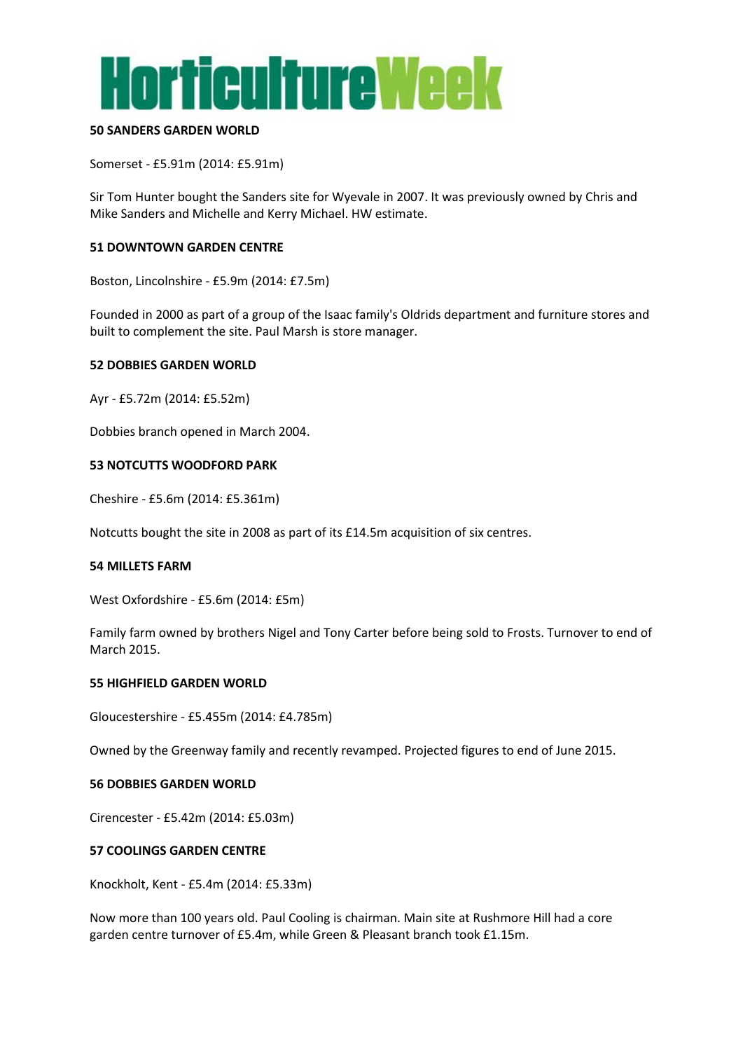**50 SANDERS GARDEN WORLD**

Somerset - £5.91m (2014: £5.91m)

Sir Tom Hunter bought the Sanders site for Wyevale in 2007. It was previously owned by Chris and Mike Sanders and Michelle and Kerry Michael. HW estimate.

**51 DOWNTOWN GARDEN CENTRE**

Boston, Lincolnshire - £5.9m (2014: £7.5m)

Founded in 2000 as part of a group of the Isaac family's Oldrids department and furniture stores and built to complement the site. Paul Marsh is store manager.

**52 DOBBIES GARDEN WORLD**

Ayr - £5.72m (2014: £5.52m)

Dobbies branch opened in March 2004.

**53 NOTCUTTS WOODFORD PARK**

Cheshire - £5.6m (2014: £5.361m)

Notcutts bought the site in 2008 as part of its £14.5m acquisition of six centres.

**54 MILLETS FARM**

West Oxfordshire - £5.6m (2014: £5m)

Family farm owned by brothers Nigel and Tony Carter before being sold to Frosts. Turnover to end of March 2015.

**55 HIGHFIELD GARDEN WORLD**

Gloucestershire - £5.455m (2014: £4.785m)

Owned by the Greenway family and recently revamped. Projected figures to end of June 2015.

**56 DOBBIES GARDEN WORLD**

Cirencester - £5.42m (2014: £5.03m)

**57 COOLINGS GARDEN CENTRE**

Knockholt, Kent - £5.4m (2014: £5.33m)

Now more than 100 years old. Paul Cooling is chairman. Main site at Rushmore Hill had a core garden centre turnover of £5.4m, while Green & Pleasant branch took £1.15m.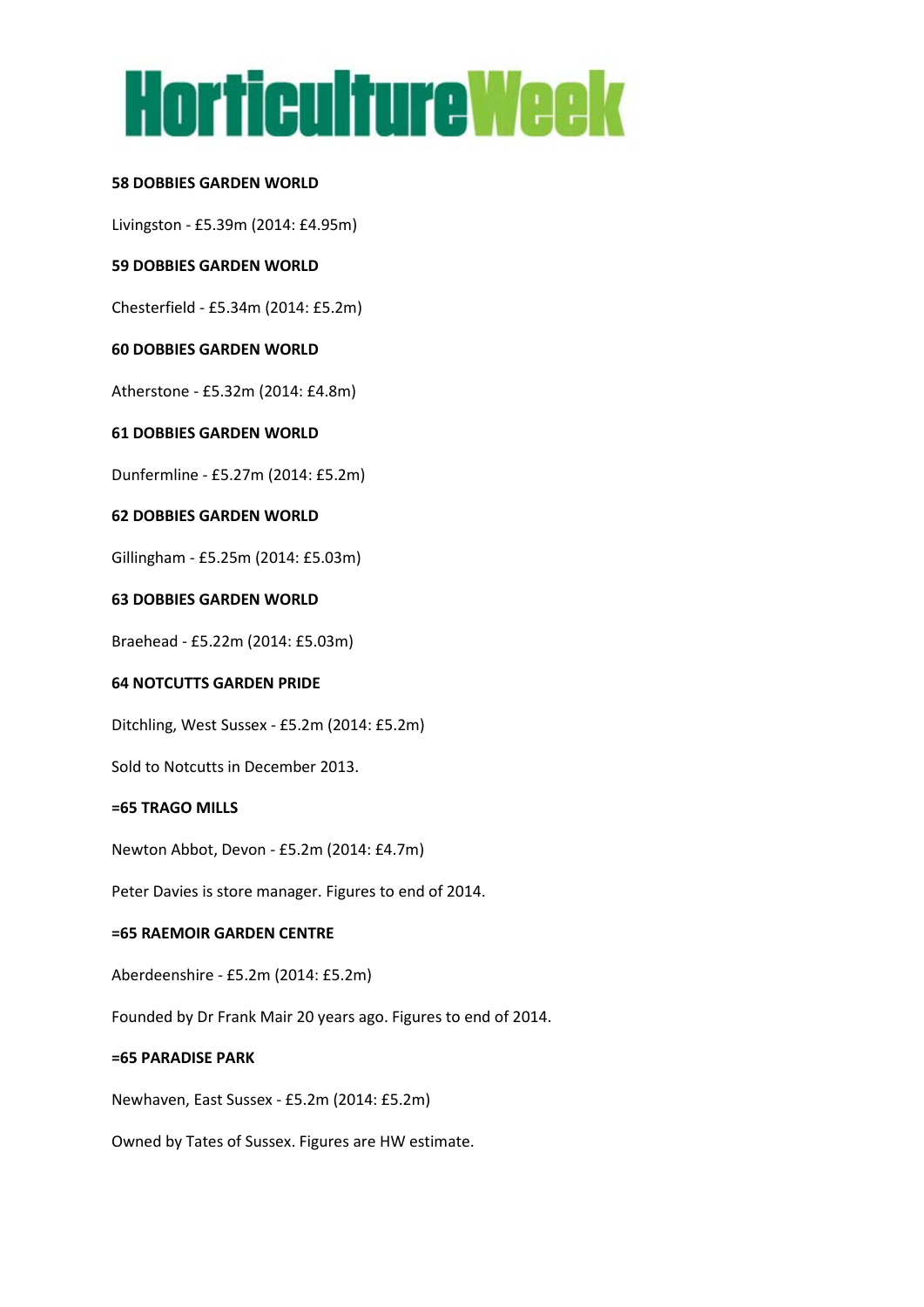**58 DOBBIES GARDEN WORLD**

Livingston - £5.39m (2014: £4.95m)

**59 DOBBIES GARDEN WORLD**

Chesterfield - £5.34m (2014: £5.2m)

**60 DOBBIES GARDEN WORLD**

Atherstone - £5.32m (2014: £4.8m)

**61 DOBBIES GARDEN WORLD**

Dunfermline - £5.27m (2014: £5.2m)

**62 DOBBIES GARDEN WORLD**

Gillingham - £5.25m (2014: £5.03m)

**63 DOBBIES GARDEN WORLD**

Braehead - £5.22m (2014: £5.03m)

**64 NOTCUTTS GARDEN PRIDE**

Ditchling, West Sussex - £5.2m (2014: £5.2m)

Sold to Notcutts in December 2013.

**=65 TRAGO MILLS**

Newton Abbot, Devon - £5.2m (2014: £4.7m)

Peter Davies is store manager. Figures to end of 2014.

**=65 RAEMOIR GARDEN CENTRE**

Aberdeenshire - £5.2m (2014: £5.2m)

Founded by Dr Frank Mair 20 years ago. Figures to end of 2014.

**=65 PARADISE PARK**

Newhaven, East Sussex - £5.2m (2014: £5.2m)

Owned by Tates of Sussex. Figures are HW estimate.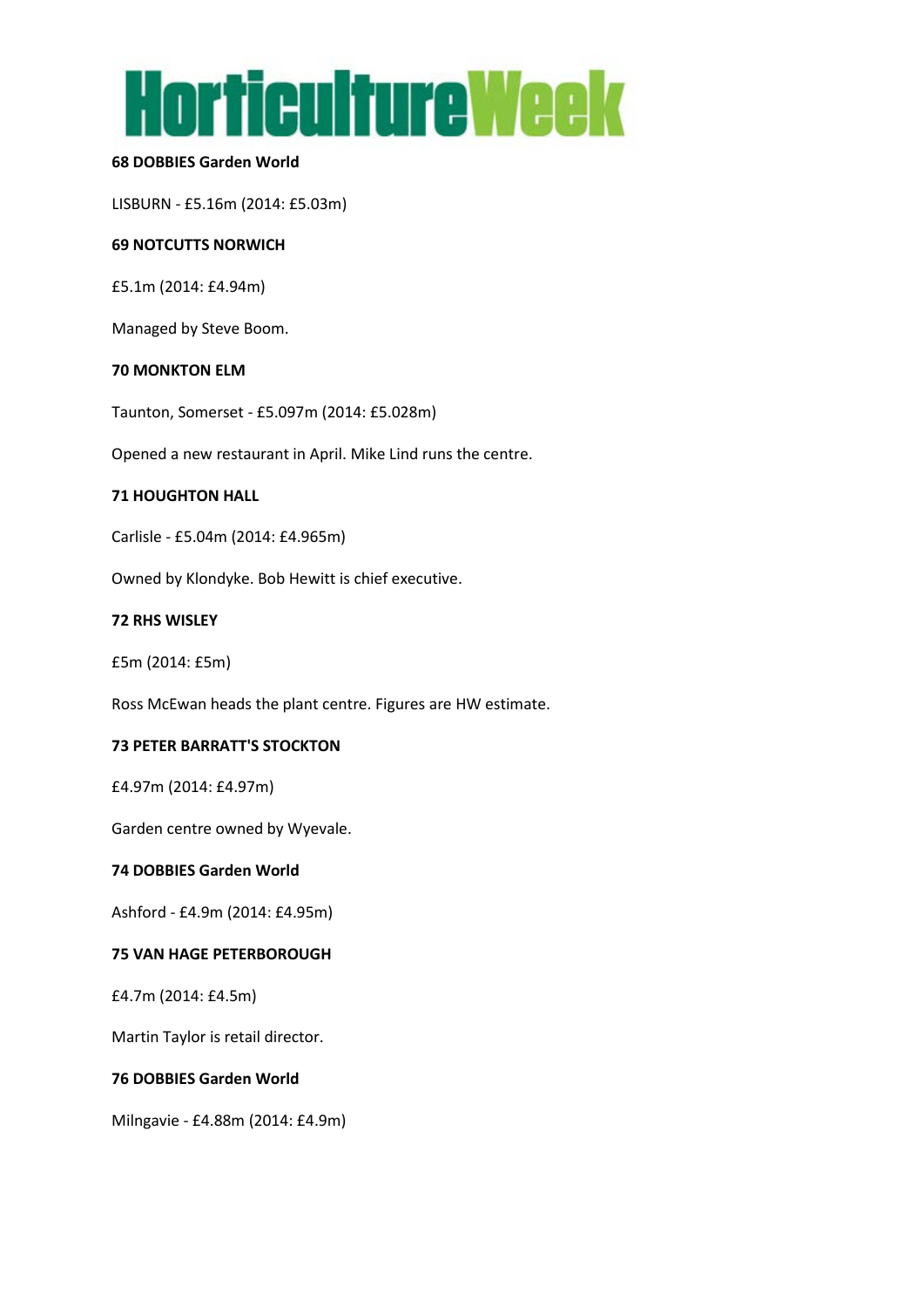**68 DOBBIES Garden World**

LISBURN - £5.16m (2014: £5.03m)

**69 NOTCUTTS NORWICH**

£5.1m (2014: £4.94m)

Managed by Steve Boom.

**70 MONKTON ELM**

Taunton, Somerset - £5.097m (2014: £5.028m)

Opened a new restaurant in April. Mike Lind runs the centre.

**71 HOUGHTON HALL**

Carlisle - £5.04m (2014: £4.965m)

Owned by Klondyke. Bob Hewitt is chief executive.

**72 RHS WISLEY**

£5m (2014: £5m)

Ross McEwan heads the plant centre. Figures are HW estimate.

**73 PETER BARRATT'S STOCKTON**

£4.97m (2014: £4.97m)

Garden centre owned by Wyevale.

**74 DOBBIES Garden World**

Ashford - £4.9m (2014: £4.95m)

**75 VAN HAGE PETERBOROUGH**

£4.7m (2014: £4.5m)

Martin Taylor is retail director.

**76 DOBBIES Garden World**

Milngavie - £4.88m (2014: £4.9m)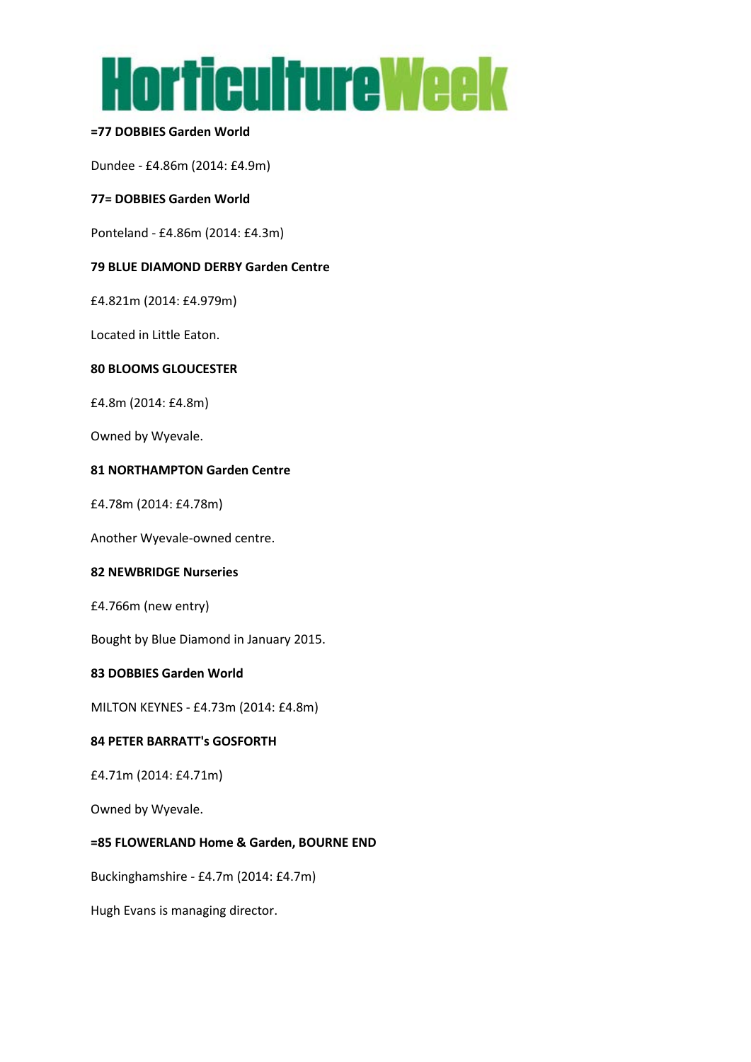**=77 DOBBIES Garden World**

Dundee - £4.86m (2014: £4.9m)

**77= DOBBIES Garden World**

Ponteland - £4.86m (2014: £4.3m)

**79 BLUE DIAMOND DERBY Garden Centre**

£4.821m (2014: £4.979m)

Located in Little Eaton.

**80 BLOOMS GLOUCESTER**

£4.8m (2014: £4.8m)

Owned by Wyevale.

**81 NORTHAMPTON Garden Centre**

£4.78m (2014: £4.78m)

Another Wyevale-owned centre.

**82 NEWBRIDGE Nurseries**

£4.766m (new entry)

Bought by Blue Diamond in January 2015.

**83 DOBBIES Garden World**

MILTON KEYNES - £4.73m (2014: £4.8m)

**84 PETER BARRATT's GOSFORTH**

£4.71m (2014: £4.71m)

Owned by Wyevale.

**=85 FLOWERLAND Home & Garden, BOURNE END**

Buckinghamshire - £4.7m (2014: £4.7m)

Hugh Evans is managing director.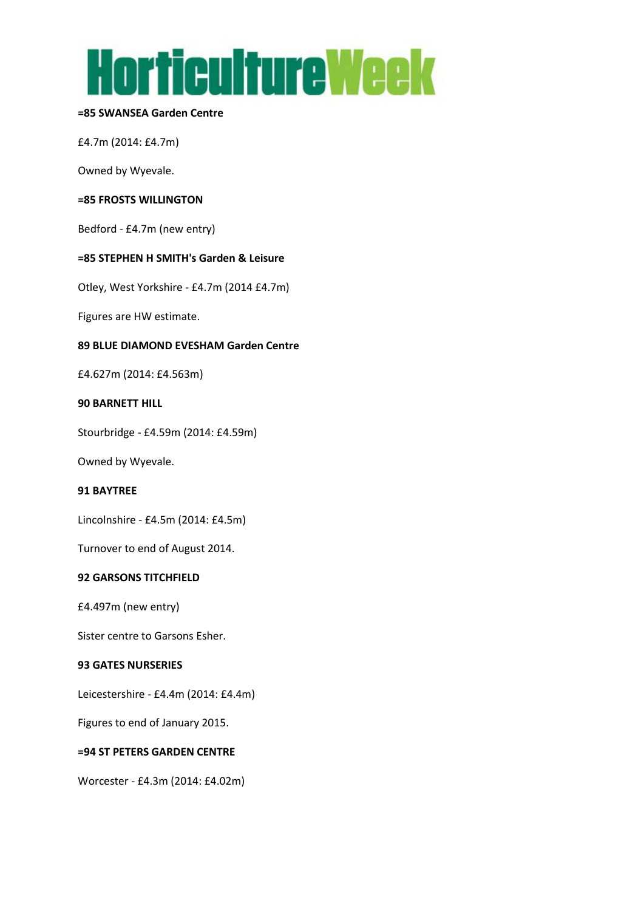**=85 SWANSEA Garden Centre**

£4.7m (2014: £4.7m)

Owned by Wyevale.

**=85 FROSTS WILLINGTON**

Bedford - £4.7m (new entry)

**=85 STEPHEN H SMITH's Garden & Leisure**

Otley, West Yorkshire - £4.7m (2014 £4.7m)

Figures are HW estimate.

**89 BLUE DIAMOND EVESHAM Garden Centre**

£4.627m (2014: £4.563m)

**90 BARNETT HILL**

Stourbridge - £4.59m (2014: £4.59m)

Owned by Wyevale.

**91 BAYTREE**

Lincolnshire - £4.5m (2014: £4.5m)

Turnover to end of August 2014.

**92 GARSONS TITCHFIELD**

£4.497m (new entry)

Sister centre to Garsons Esher.

**93 GATES NURSERIES**

Leicestershire - £4.4m (2014: £4.4m)

Figures to end of January 2015.

**=94 ST PETERS GARDEN CENTRE**

Worcester - £4.3m (2014: £4.02m)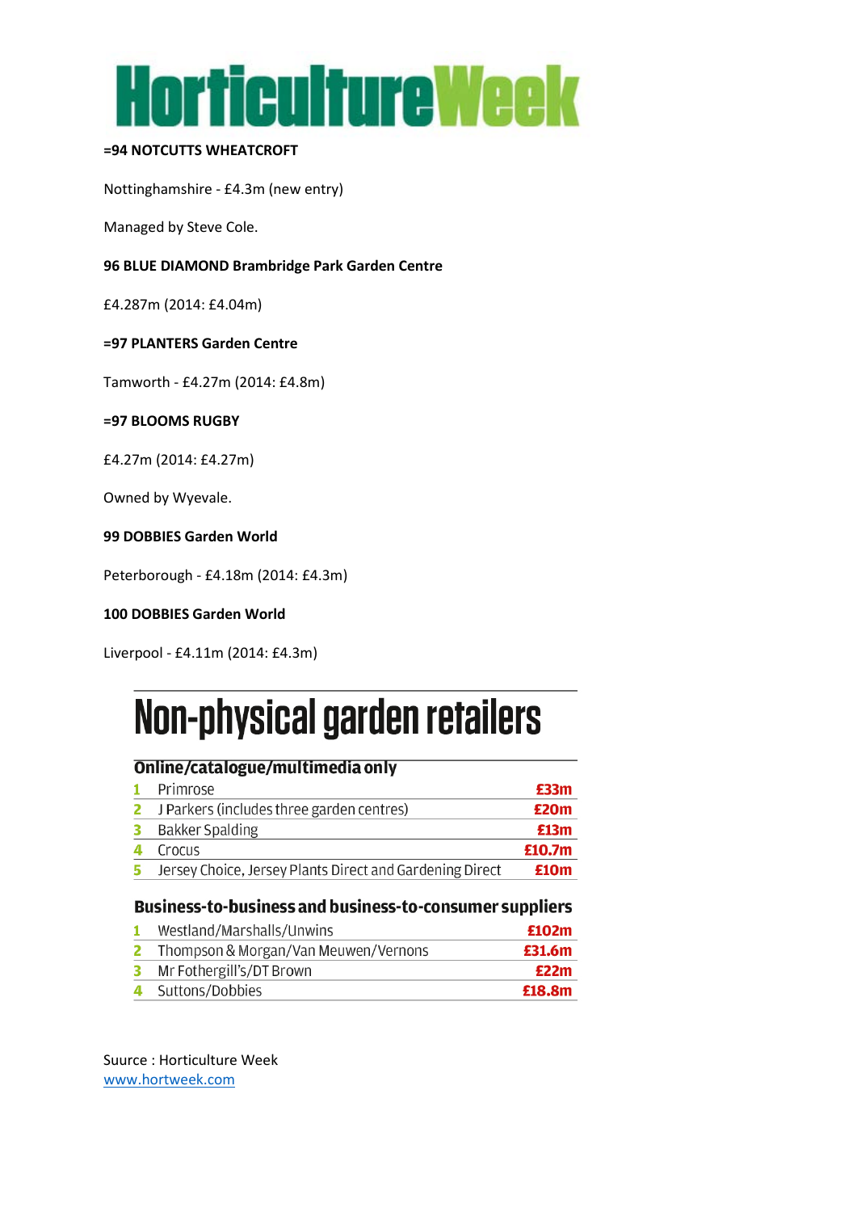**=94 NOTCUTTS WHEATCROFT**

Nottinghamshire - £4.3m (new entry)

Managed by Steve Cole.

**96 BLUE DIAMOND Brambridge Park Garden Centre**

£4.287m (2014: £4.04m)

**=97 PLANTERS Garden Centre**

Tamworth - £4.27m (2014: £4.8m)

**=97 BLOOMS RUGBY**

£4.27m (2014: £4.27m)

Owned by Wyevale.

**99 DOBBIES Garden World**

Peterborough - £4.18m (2014: £4.3m)

**100 DOBBIES Garden World**

Liverpool - £4.11m (2014: £4.3m)

# Non-physical garden retailers

## Online/catalogue/multimedia only

| | | |
|---|---|---|
| 1 | Primrose | £33m |
| 2 | J Parkers (includes three garden centres) | £20m |
| 3 | Bakker Spalding | £13m |
| 4 | Crocus | £10.7m |
| 5 | Jersey Choice, Jersey Plants Direct and Gardening Direct | £10m |

## Business-to-business and business-to-consumer suppliers

| | | |
|---|---|---|
| 1 | Westland/Marshalls/Unwins | £102m |
| 2 | Thompson & Morgan/Van Meuwen/Vernons | £31.6m |
| 3 | Mr Fothergill's/DT Brown | £22m |
| 4 | Suttons/Dobbies | £18.8m |

Suurce : Horticulture Week
www.hortweek.com